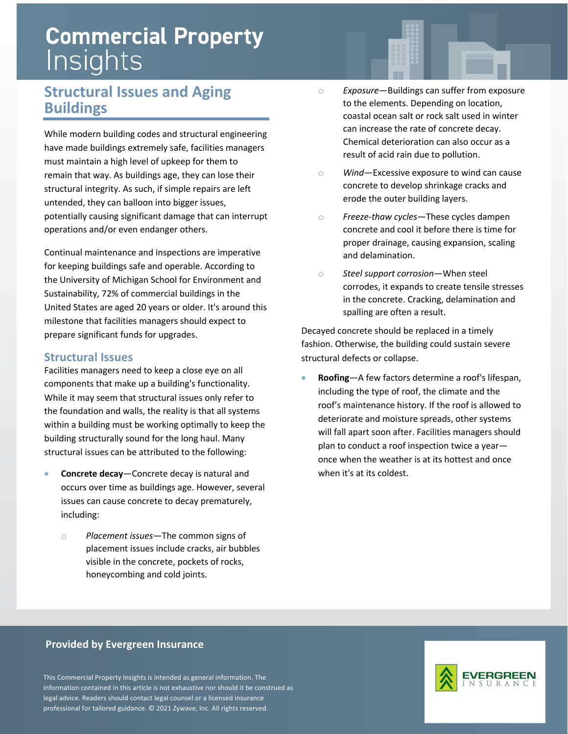# Commercial Property Insights

## Structural Issues and Aging Buildings

While modern building codes and structural engineering have made buildings extremely safe, facilities managers must maintain a high level of upkeep for them to remain that way. As buildings age, they can lose their structural integrity. As such, if simple repairs are left untended, they can balloon into bigger issues, potentially causing significant damage that can interrupt operations and/or even endanger others.

Continual maintenance and inspections are imperative for keeping buildings safe and operable. According to the University of Michigan School for Environment and Sustainability, 72% of commercial buildings in the United States are aged 20 years or older. It's around this milestone that facilities managers should expect to prepare significant funds for upgrades.

### Structural Issues

Facilities managers need to keep a close eye on all components that make up a building's functionality. While it may seem that structural issues only refer to the foundation and walls, the reality is that all systems within a building must be working optimally to keep the building structurally sound for the long haul. Many structural issues can be attributed to the following:

- **Concrete decay**—Concrete decay is natural and occurs over time as buildings age. However, several issues can cause concrete to decay prematurely, including:
  - *Placement issues*—The common signs of placement issues include cracks, air bubbles visible in the concrete, pockets of rocks, honeycombing and cold joints.
  - *Exposure*—Buildings can suffer from exposure to the elements. Depending on location, coastal ocean salt or rock salt used in winter can increase the rate of concrete decay. Chemical deterioration can also occur as a result of acid rain due to pollution.
  - *Wind*—Excessive exposure to wind can cause concrete to develop shrinkage cracks and erode the outer building layers.
  - *Freeze-thaw cycles*—These cycles dampen concrete and cool it before there is time for proper drainage, causing expansion, scaling and delamination.
  - *Steel support corrosion*—When steel corrodes, it expands to create tensile stresses in the concrete. Cracking, delamination and spalling are often a result.

  Decayed concrete should be replaced in a timely fashion. Otherwise, the building could sustain severe structural defects or collapse.

- **Roofing**—A few factors determine a roof's lifespan, including the type of roof, the climate and the roof's maintenance history. If the roof is allowed to deteriorate and moisture spreads, other systems will fall apart soon after. Facilities managers should plan to conduct a roof inspection twice a year—once when the weather is at its hottest and once when it's at its coldest.

**Provided by Evergreen Insurance**

This Commercial Property Insights is intended as general information. The information contained in this article is not exhaustive nor should it be construed as legal advice. Readers should contact legal counsel or a licensed insurance professional for tailored guidance. © 2021 Zywave, Inc. All rights reserved.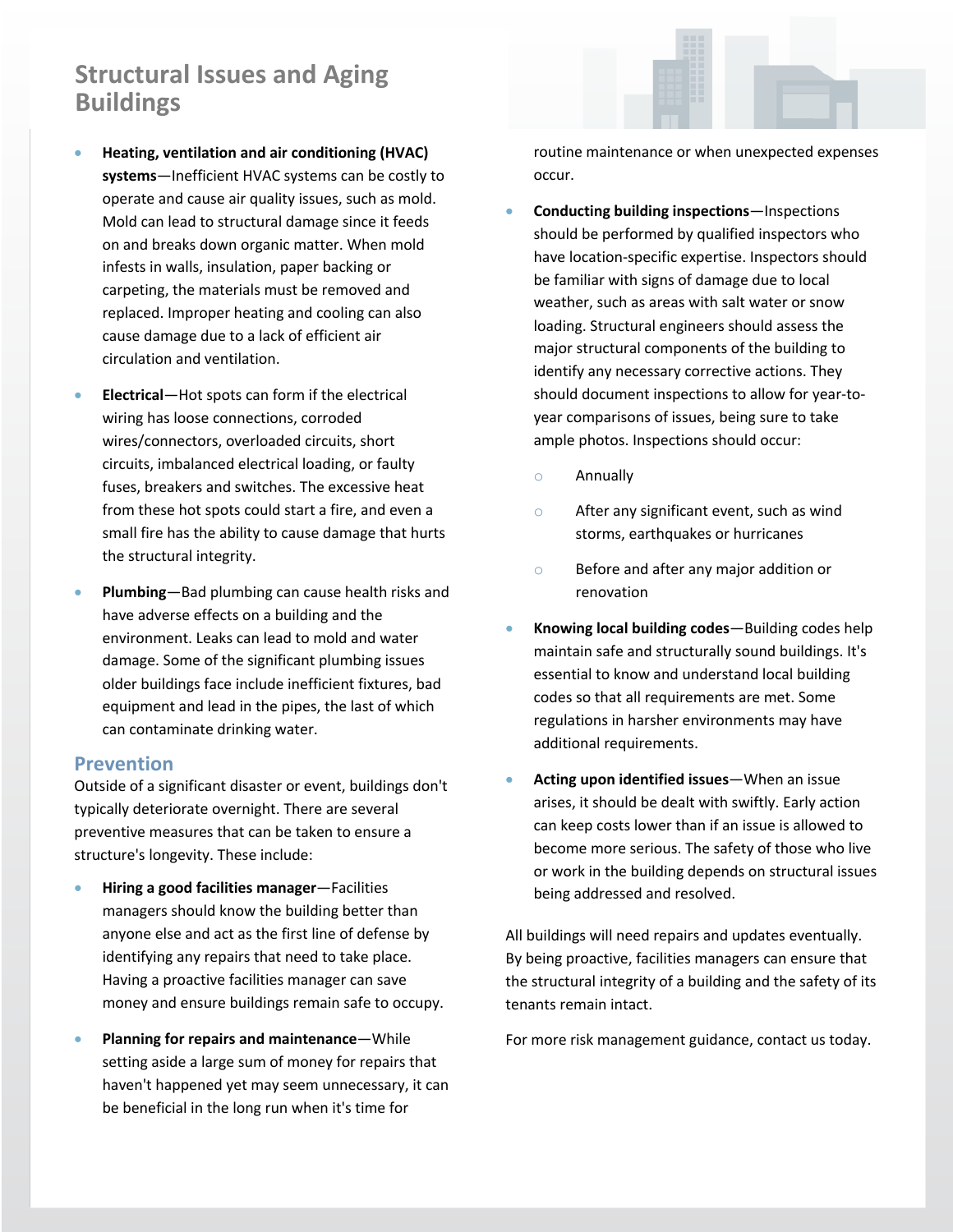## Structural Issues and Aging Buildings

- **Heating, ventilation and air conditioning (HVAC) systems**—Inefficient HVAC systems can be costly to operate and cause air quality issues, such as mold. Mold can lead to structural damage since it feeds on and breaks down organic matter. When mold infests in walls, insulation, paper backing or carpeting, the materials must be removed and replaced. Improper heating and cooling can also cause damage due to a lack of efficient air circulation and ventilation.
- **Electrical**—Hot spots can form if the electrical wiring has loose connections, corroded wires/connectors, overloaded circuits, short circuits, imbalanced electrical loading, or faulty fuses, breakers and switches. The excessive heat from these hot spots could start a fire, and even a small fire has the ability to cause damage that hurts the structural integrity.
- **Plumbing**—Bad plumbing can cause health risks and have adverse effects on a building and the environment. Leaks can lead to mold and water damage. Some of the significant plumbing issues older buildings face include inefficient fixtures, bad equipment and lead in the pipes, the last of which can contaminate drinking water.

### Prevention

Outside of a significant disaster or event, buildings don't typically deteriorate overnight. There are several preventive measures that can be taken to ensure a structure's longevity. These include:

- **Hiring a good facilities manager**—Facilities managers should know the building better than anyone else and act as the first line of defense by identifying any repairs that need to take place. Having a proactive facilities manager can save money and ensure buildings remain safe to occupy.
- **Planning for repairs and maintenance**—While setting aside a large sum of money for repairs that haven't happened yet may seem unnecessary, it can be beneficial in the long run when it's time for routine maintenance or when unexpected expenses occur.
- **Conducting building inspections**—Inspections should be performed by qualified inspectors who have location-specific expertise. Inspectors should be familiar with signs of damage due to local weather, such as areas with salt water or snow loading. Structural engineers should assess the major structural components of the building to identify any necessary corrective actions. They should document inspections to allow for year-to-year comparisons of issues, being sure to take ample photos. Inspections should occur:
  - Annually
  - After any significant event, such as wind storms, earthquakes or hurricanes
  - Before and after any major addition or renovation
- **Knowing local building codes**—Building codes help maintain safe and structurally sound buildings. It's essential to know and understand local building codes so that all requirements are met. Some regulations in harsher environments may have additional requirements.
- **Acting upon identified issues**—When an issue arises, it should be dealt with swiftly. Early action can keep costs lower than if an issue is allowed to become more serious. The safety of those who live or work in the building depends on structural issues being addressed and resolved.

All buildings will need repairs and updates eventually. By being proactive, facilities managers can ensure that the structural integrity of a building and the safety of its tenants remain intact.

For more risk management guidance, contact us today.